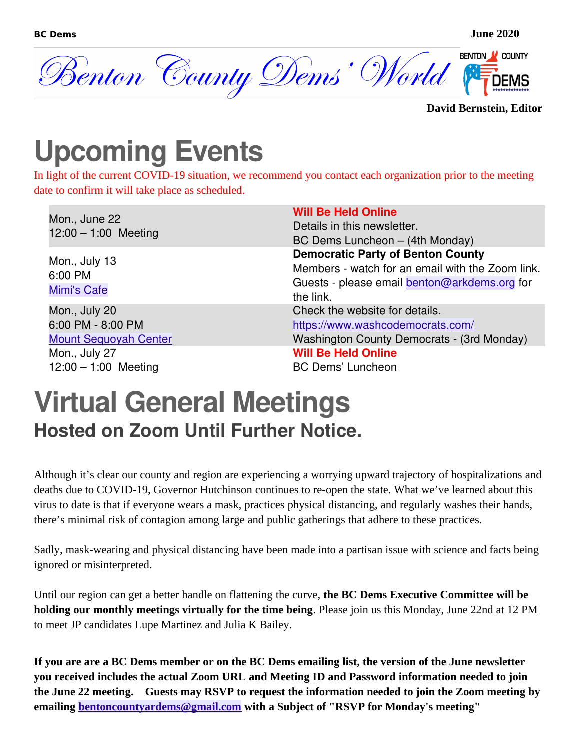# Benton County Dems' World

**David Bernstein, Editor**

# Upcoming Events

In light of the current COVID-19 situation, we recommend you contact each organization prior to the meeting date to confirm it will take place as scheduled.

| | |
|---|---|
| Mon., June 22<br>12:00 – 1:00 Meeting | **Will Be Held Online**<br>Details in this newsletter.<br>BC Dems Luncheon – (4th Monday) |
| Mon., July 13<br>6:00 PM<br>Mimi's Cafe | **Democratic Party of Benton County**<br>Members - watch for an email with the Zoom link.<br>Guests - please email benton@arkdems.org for the link. |
| Mon., July 20<br>6:00 PM - 8:00 PM<br>Mount Sequoyah Center | Check the website for details.<br>https://www.washcodemocrats.com/<br>Washington County Democrats - (3rd Monday) |
| Mon., July 27<br>12:00 – 1:00 Meeting | **Will Be Held Online**<br>BC Dems' Luncheon |

# Virtual General Meetings

## Hosted on Zoom Until Further Notice.

Although it's clear our county and region are experiencing a worrying upward trajectory of hospitalizations and deaths due to COVID-19, Governor Hutchinson continues to re-open the state. What we've learned about this virus to date is that if everyone wears a mask, practices physical distancing, and regularly washes their hands, there's minimal risk of contagion among large and public gatherings that adhere to these practices.

Sadly, mask-wearing and physical distancing have been made into a partisan issue with science and facts being ignored or misinterpreted.

Until our region can get a better handle on flattening the curve, **the BC Dems Executive Committee will be holding our monthly meetings virtually for the time being**. Please join us this Monday, June 22nd at 12 PM to meet JP candidates Lupe Martinez and Julia K Bailey.

**If you are are a BC Dems member or on the BC Dems emailing list, the version of the June newsletter you received includes the actual Zoom URL and Meeting ID and Password information needed to join the June 22 meeting. Guests may RSVP to request the information needed to join the Zoom meeting by emailing bentoncountyardems@gmail.com with a Subject of "RSVP for Monday's meeting"**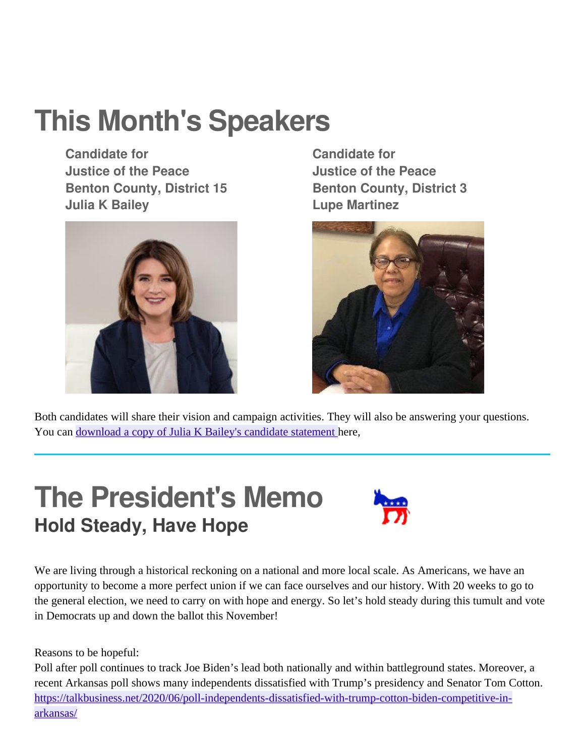# This Month's Speakers

**Candidate for**
**Justice of the Peace**
**Benton County, District 15**
**Julia K Bailey**

**Candidate for**
**Justice of the Peace**
**Benton County, District 3**
**Lupe Martinez**

Both candidates will share their vision and campaign activities. They will also be answering your questions. You can [download a copy of Julia K Bailey's candidate statement ]here,

# The President's Memo

## Hold Steady, Have Hope

We are living through a historical reckoning on a national and more local scale. As Americans, we have an opportunity to become a more perfect union if we can face ourselves and our history. With 20 weeks to go to the general election, we need to carry on with hope and energy. So let's hold steady during this tumult and vote in Democrats up and down the ballot this November!

Reasons to be hopeful:
Poll after poll continues to track Joe Biden's lead both nationally and within battleground states. Moreover, a recent Arkansas poll shows many independents dissatisfied with Trump's presidency and Senator Tom Cotton.
https://talkbusiness.net/2020/06/poll-independents-dissatisfied-with-trump-cotton-biden-competitive-in-arkansas/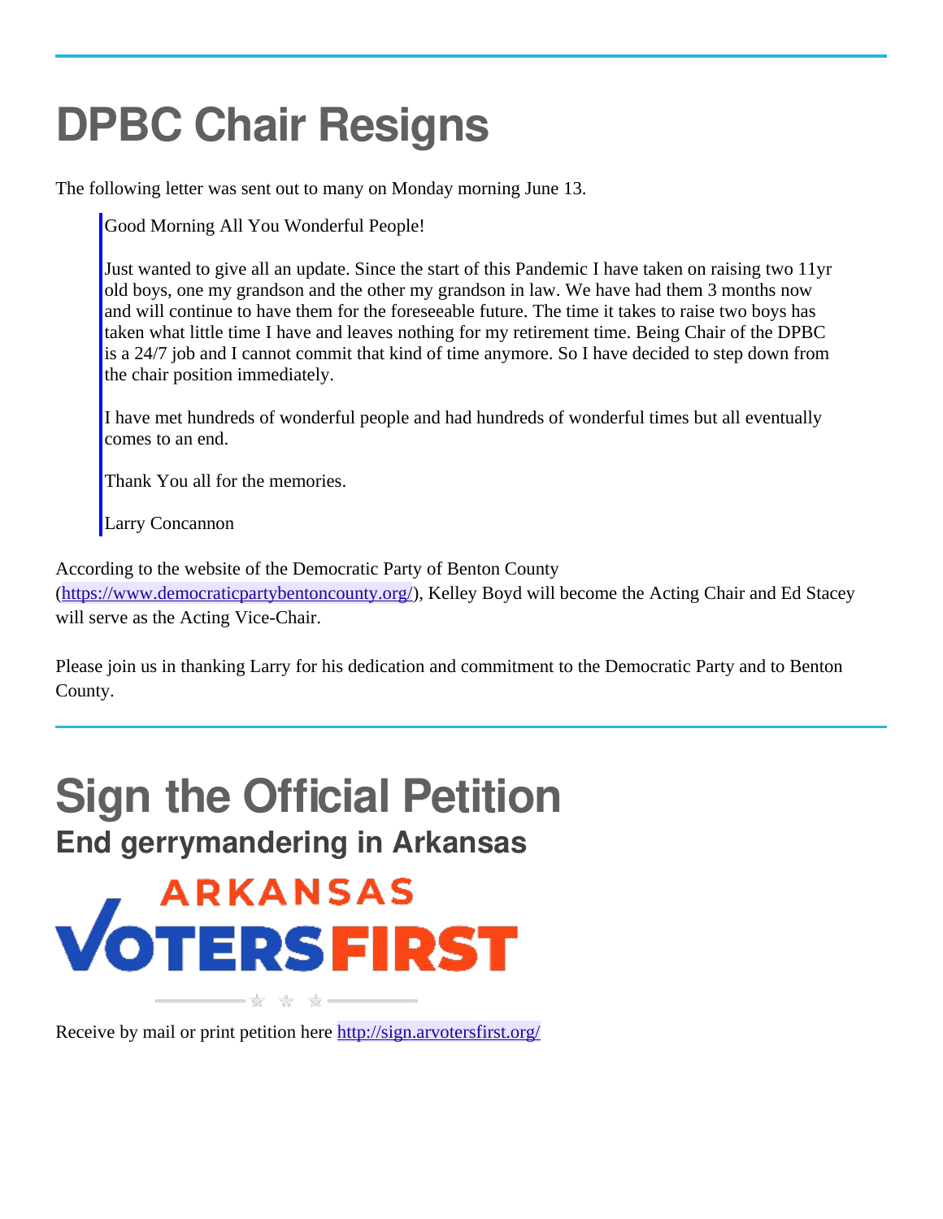# DPBC Chair Resigns

The following letter was sent out to many on Monday morning June 13.

> Good Morning All You Wonderful People!
>
> Just wanted to give all an update. Since the start of this Pandemic I have taken on raising two 11yr old boys, one my grandson and the other my grandson in law. We have had them 3 months now and will continue to have them for the foreseeable future. The time it takes to raise two boys has taken what little time I have and leaves nothing for my retirement time. Being Chair of the DPBC is a 24/7 job and I cannot commit that kind of time anymore. So I have decided to step down from the chair position immediately.
>
> I have met hundreds of wonderful people and had hundreds of wonderful times but all eventually comes to an end.
>
> Thank You all for the memories.
>
> Larry Concannon

According to the website of the Democratic Party of Benton County (https://www.democraticpartybentoncounty.org/), Kelley Boyd will become the Acting Chair and Ed Stacey will serve as the Acting Vice-Chair.

Please join us in thanking Larry for his dedication and commitment to the Democratic Party and to Benton County.

# Sign the Official Petition

## End gerrymandering in Arkansas

ARKANSAS VOTERS FIRST

Receive by mail or print petition here http://sign.arvotersfirst.org/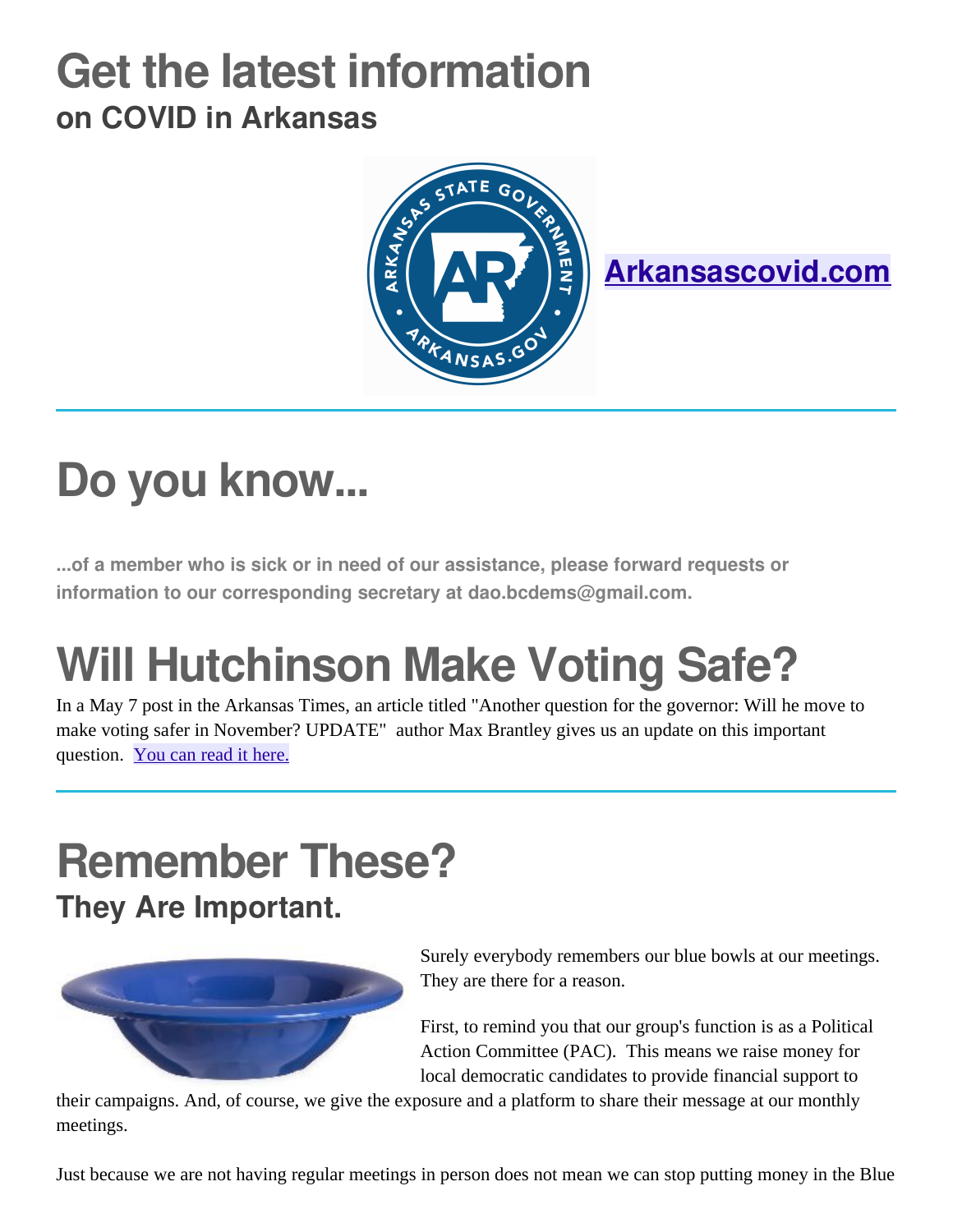# Get the latest information
## on COVID in Arkansas

[Arkansascovid.com](Arkansascovid.com)

# Do you know...

**...of a member who is sick or in need of our assistance, please forward requests or information to our corresponding secretary at dao.bcdems@gmail.com.**

# Will Hutchinson Make Voting Safe?

In a May 7 post in the Arkansas Times, an article titled "Another question for the governor: Will he move to make voting safer in November? UPDATE" author Max Brantley gives us an update on this important question. You can read it here.

# Remember These?
## They Are Important.

Surely everybody remembers our blue bowls at our meetings. They are there for a reason.

First, to remind you that our group's function is as a Political Action Committee (PAC). This means we raise money for local democratic candidates to provide financial support to their campaigns. And, of course, we give the exposure and a platform to share their message at our monthly meetings.

Just because we are not having regular meetings in person does not mean we can stop putting money in the Blue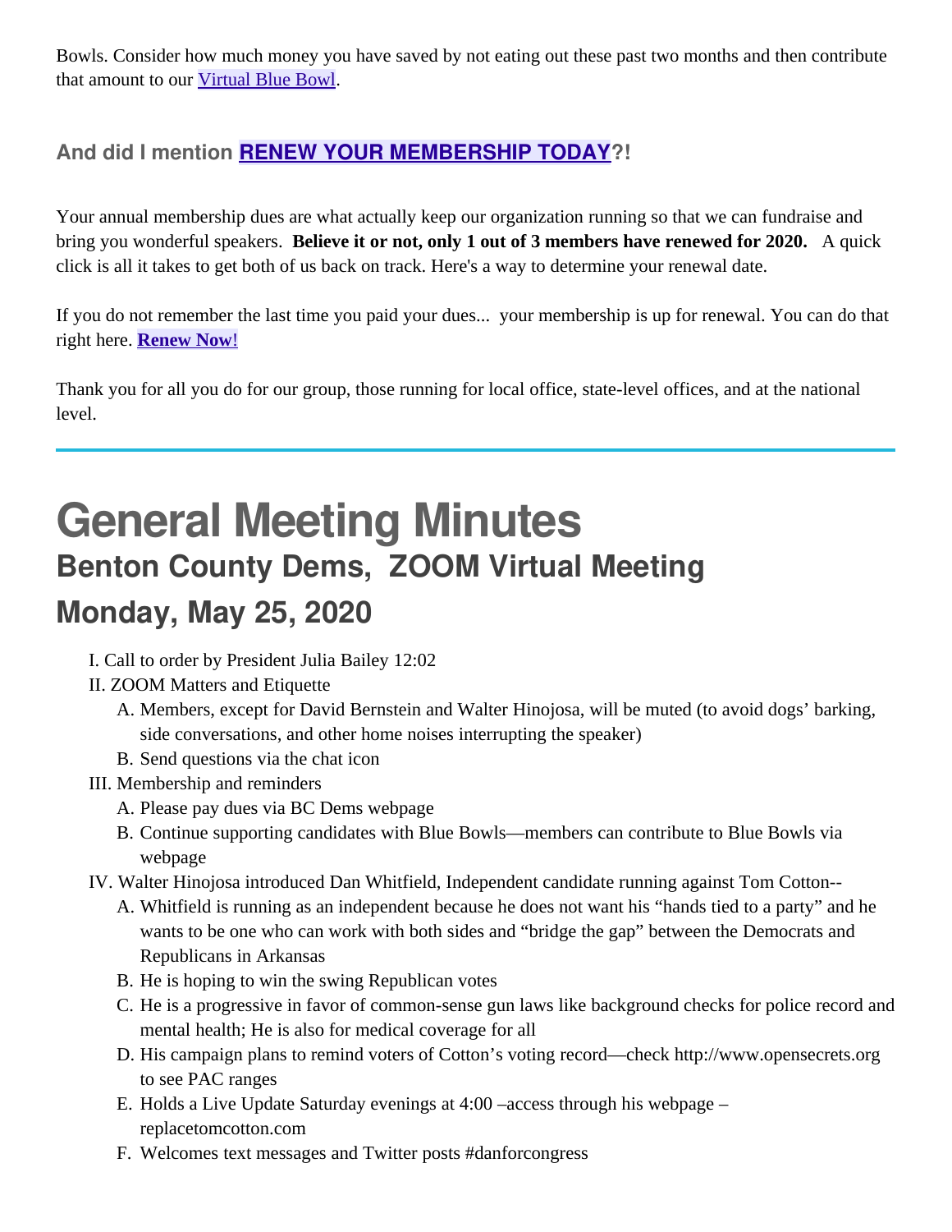Bowls. Consider how much money you have saved by not eating out these past two months and then contribute that amount to our [Virtual Blue Bowl](#).

### And did I mention [RENEW YOUR MEMBERSHIP TODAY](#)?!

Your annual membership dues are what actually keep our organization running so that we can fundraise and bring you wonderful speakers. **Believe it or not, only 1 out of 3 members have renewed for 2020.** A quick click is all it takes to get both of us back on track. Here's a way to determine your renewal date.

If you do not remember the last time you paid your dues... your membership is up for renewal. You can do that right here. **[Renew Now!](#)**

Thank you for all you do for our group, those running for local office, state-level offices, and at the national level.

---

# General Meeting Minutes

## Benton County Dems, ZOOM Virtual Meeting

## Monday, May 25, 2020

I. Call to order by President Julia Bailey 12:02

II. ZOOM Matters and Etiquette
   - A. Members, except for David Bernstein and Walter Hinojosa, will be muted (to avoid dogs' barking, side conversations, and other home noises interrupting the speaker)
   - B. Send questions via the chat icon

III. Membership and reminders
   - A. Please pay dues via BC Dems webpage
   - B. Continue supporting candidates with Blue Bowls—members can contribute to Blue Bowls via webpage

IV. Walter Hinojosa introduced Dan Whitfield, Independent candidate running against Tom Cotton--
   - A. Whitfield is running as an independent because he does not want his "hands tied to a party" and he wants to be one who can work with both sides and "bridge the gap" between the Democrats and Republicans in Arkansas
   - B. He is hoping to win the swing Republican votes
   - C. He is a progressive in favor of common-sense gun laws like background checks for police record and mental health; He is also for medical coverage for all
   - D. His campaign plans to remind voters of Cotton's voting record—check http://www.opensecrets.org to see PAC ranges
   - E. Holds a Live Update Saturday evenings at 4:00 –access through his webpage – replacetomcotton.com
   - F. Welcomes text messages and Twitter posts #danforcongress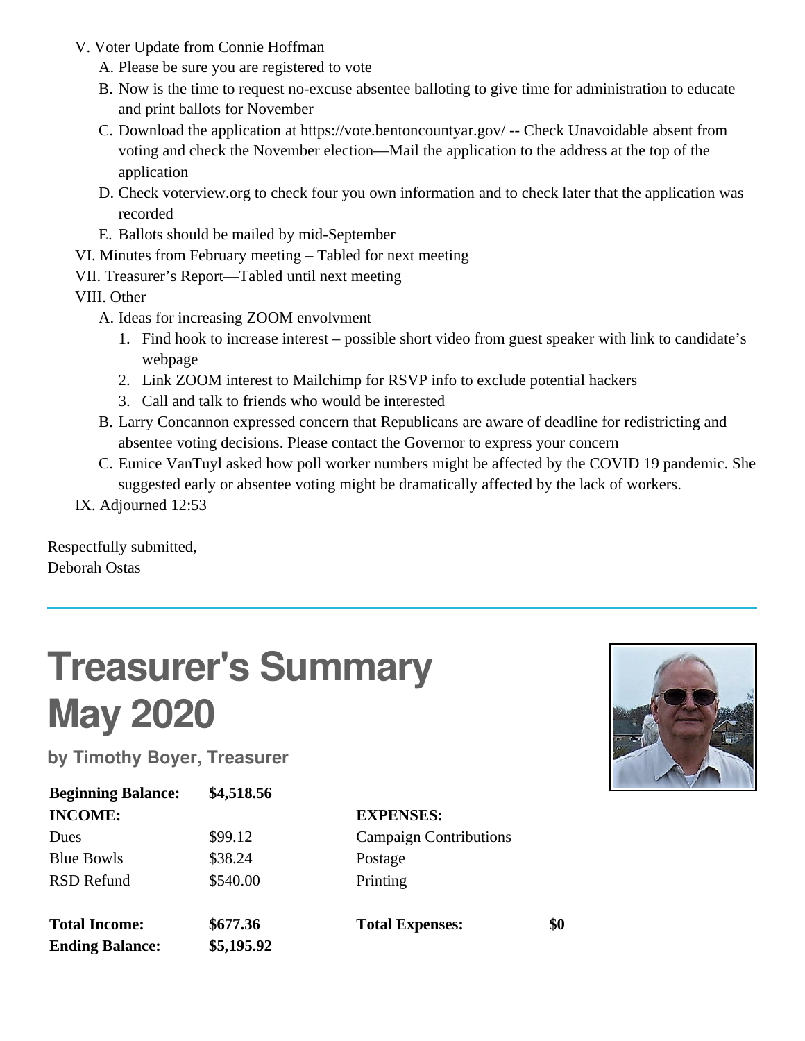V. Voter Update from Connie Hoffman

A. Please be sure you are registered to vote

B. Now is the time to request no-excuse absentee balloting to give time for administration to educate and print ballots for November

C. Download the application at https://vote.bentoncountyar.gov/ -- Check Unavoidable absent from voting and check the November election—Mail the application to the address at the top of the application

D. Check voterview.org to check four you own information and to check later that the application was recorded

E. Ballots should be mailed by mid-September

VI. Minutes from February meeting – Tabled for next meeting

VII. Treasurer's Report—Tabled until next meeting

VIII. Other

A. Ideas for increasing ZOOM envolvment

1. Find hook to increase interest – possible short video from guest speaker with link to candidate's webpage
2. Link ZOOM interest to Mailchimp for RSVP info to exclude potential hackers
3. Call and talk to friends who would be interested

B. Larry Concannon expressed concern that Republicans are aware of deadline for redistricting and absentee voting decisions. Please contact the Governor to express your concern

C. Eunice VanTuyl asked how poll worker numbers might be affected by the COVID 19 pandemic. She suggested early or absentee voting might be dramatically affected by the lack of workers.

IX. Adjourned 12:53

Respectfully submitted,
Deborah Ostas

---

# Treasurer's Summary May 2020

**by Timothy Boyer, Treasurer**

| **Beginning Balance:** | **$4,518.56** | | |
|---|---|---|---|
| **INCOME:** | | **EXPENSES:** | |
| Dues | $99.12 | Campaign Contributions | |
| Blue Bowls | $38.24 | Postage | |
| RSD Refund | $540.00 | Printing | |
| **Total Income:** | **$677.36** | **Total Expenses:** | **$0** |
| **Ending Balance:** | **$5,195.92** | | |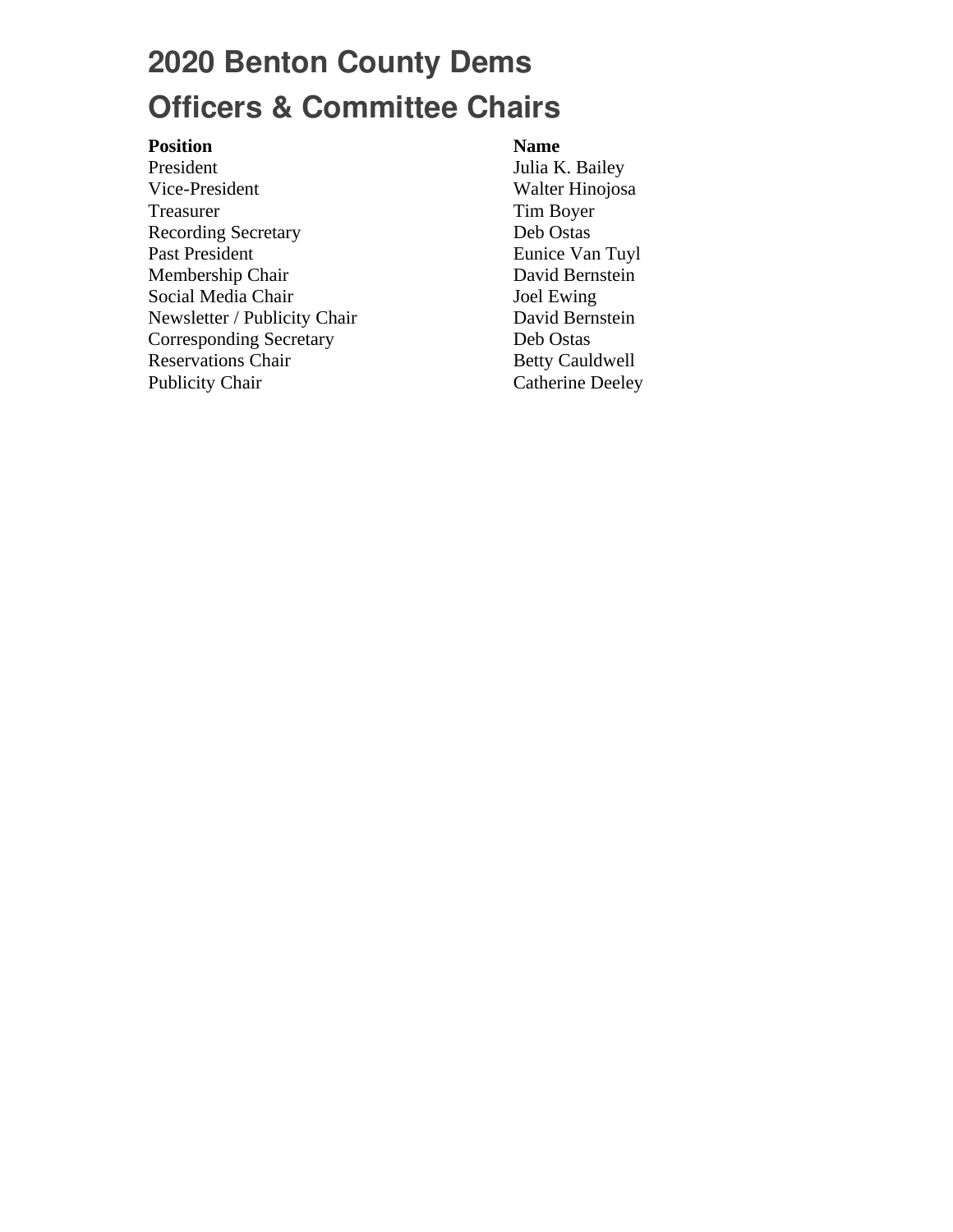# 2020 Benton County Dems
# Officers & Committee Chairs

| **Position** | **Name** |
|---|---|
| President | Julia K. Bailey |
| Vice-President | Walter Hinojosa |
| Treasurer | Tim Boyer |
| Recording Secretary | Deb Ostas |
| Past President | Eunice Van Tuyl |
| Membership Chair | David Bernstein |
| Social Media Chair | Joel Ewing |
| Newsletter / Publicity Chair | David Bernstein |
| Corresponding Secretary | Deb Ostas |
| Reservations Chair | Betty Cauldwell |
| Publicity Chair | Catherine Deeley |